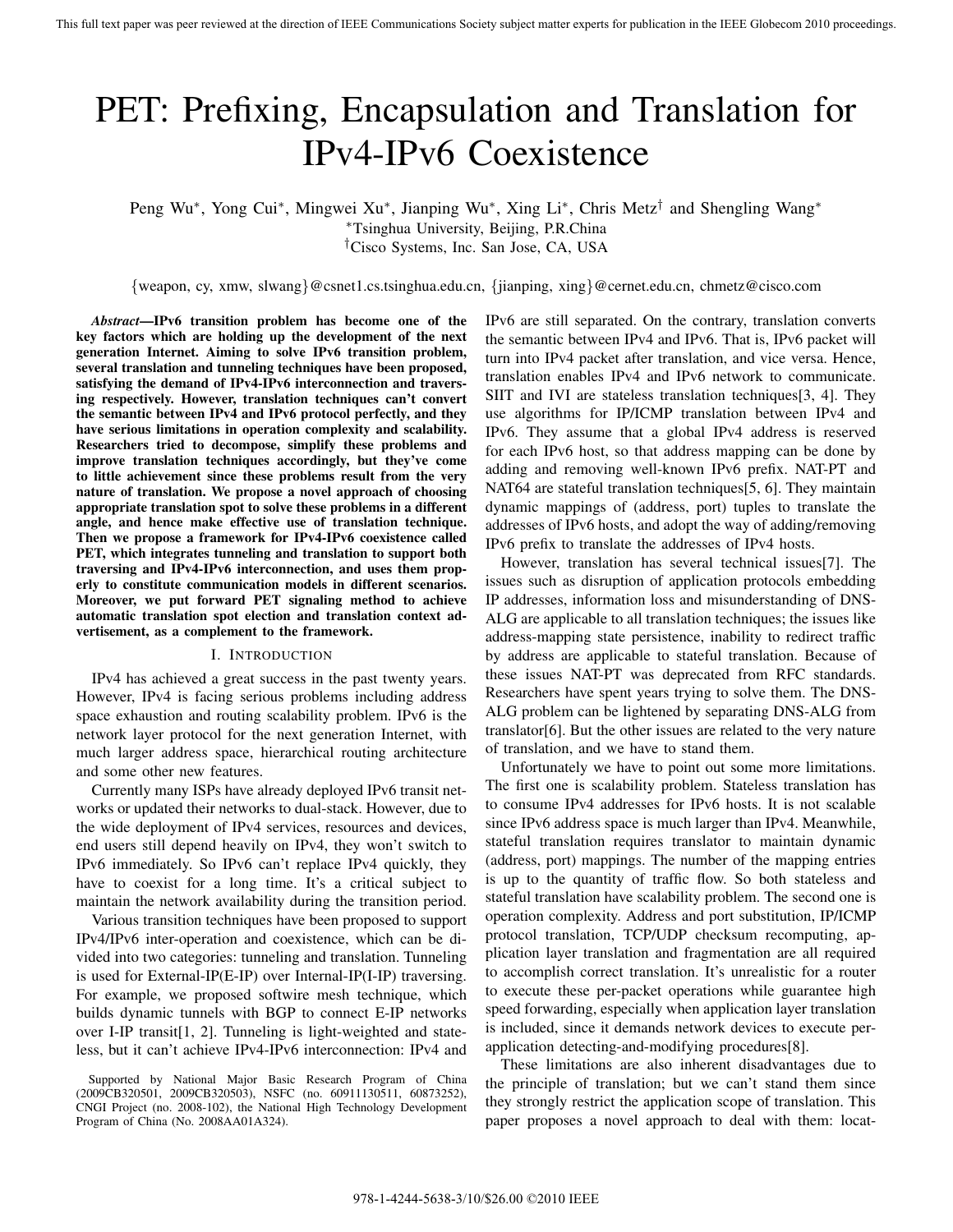# PET: Prefixing, Encapsulation and Translation for IPv4-IPv6 Coexistence

Peng Wu*, Yong Cui*, Mingwei Xu*, Jianping Wu*, Xing Li*, Chris Metz† and Shengling Wang*

*Tsinghua University, Beijing, P.R.China

†Cisco Systems, Inc. San Jose, CA, USA

{weapon, cy, xmw, slwang}@csnet1.cs.tsinghua.edu.cn, {jianping, xing}@cernet.edu.cn, chmetz@cisco.com

***Abstract*—IPv6 transition problem has become one of the key factors which are holding up the development of the next generation Internet. Aiming to solve IPv6 transition problem, several translation and tunneling techniques have been proposed, satisfying the demand of IPv4-IPv6 interconnection and traversing respectively. However, translation techniques can't convert the semantic between IPv4 and IPv6 protocol perfectly, and they have serious limitations in operation complexity and scalability. Researchers tried to decompose, simplify these problems and improve translation techniques accordingly, but they've come to little achievement since these problems result from the very nature of translation. We propose a novel approach of choosing appropriate translation spot to solve these problems in a different angle, and hence make effective use of translation technique. Then we propose a framework for IPv4-IPv6 coexistence called PET, which integrates tunneling and translation to support both traversing and IPv4-IPv6 interconnection, and uses them properly to constitute communication models in different scenarios. Moreover, we put forward PET signaling method to achieve automatic translation spot election and translation context advertisement, as a complement to the framework.**

## I. Introduction

IPv4 has achieved a great success in the past twenty years. However, IPv4 is facing serious problems including address space exhaustion and routing scalability problem. IPv6 is the network layer protocol for the next generation Internet, with much larger address space, hierarchical routing architecture and some other new features.

Currently many ISPs have already deployed IPv6 transit networks or updated their networks to dual-stack. However, due to the wide deployment of IPv4 services, resources and devices, end users still depend heavily on IPv4, they won't switch to IPv6 immediately. So IPv6 can't replace IPv4 quickly, they have to coexist for a long time. It's a critical subject to maintain the network availability during the transition period.

Various transition techniques have been proposed to support IPv4/IPv6 inter-operation and coexistence, which can be divided into two categories: tunneling and translation. Tunneling is used for External-IP(E-IP) over Internal-IP(I-IP) traversing. For example, we proposed softwire mesh technique, which builds dynamic tunnels with BGP to connect E-IP networks over I-IP transit[1, 2]. Tunneling is light-weighted and stateless, but it can't achieve IPv4-IPv6 interconnection: IPv4 and IPv6 are still separated. On the contrary, translation converts the semantic between IPv4 and IPv6. That is, IPv6 packet will turn into IPv4 packet after translation, and vice versa. Hence, translation enables IPv4 and IPv6 network to communicate. SIIT and IVI are stateless translation techniques[3, 4]. They use algorithms for IP/ICMP translation between IPv4 and IPv6. They assume that a global IPv4 address is reserved for each IPv6 host, so that address mapping can be done by adding and removing well-known IPv6 prefix. NAT-PT and NAT64 are stateful translation techniques[5, 6]. They maintain dynamic mappings of (address, port) tuples to translate the addresses of IPv6 hosts, and adopt the way of adding/removing IPv6 prefix to translate the addresses of IPv4 hosts.

However, translation has several technical issues[7]. The issues such as disruption of application protocols embedding IP addresses, information loss and misunderstanding of DNS-ALG are applicable to all translation techniques; the issues like address-mapping state persistence, inability to redirect traffic by address are applicable to stateful translation. Because of these issues NAT-PT was deprecated from RFC standards. Researchers have spent years trying to solve them. The DNS-ALG problem can be lightened by separating DNS-ALG from translator[6]. But the other issues are related to the very nature of translation, and we have to stand them.

Unfortunately we have to point out some more limitations. The first one is scalability problem. Stateless translation has to consume IPv4 addresses for IPv6 hosts. It is not scalable since IPv6 address space is much larger than IPv4. Meanwhile, stateful translation requires translator to maintain dynamic (address, port) mappings. The number of the mapping entries is up to the quantity of traffic flow. So both stateless and stateful translation have scalability problem. The second one is operation complexity. Address and port substitution, IP/ICMP protocol translation, TCP/UDP checksum recomputing, application layer translation and fragmentation are all required to accomplish correct translation. It's unrealistic for a router to execute these per-packet operations while guarantee high speed forwarding, especially when application layer translation is included, since it demands network devices to execute per-application detecting-and-modifying procedures[8].

These limitations are also inherent disadvantages due to the principle of translation; but we can't stand them since they strongly restrict the application scope of translation. This paper proposes a novel approach to deal with them: locat-

Supported by National Major Basic Research Program of China (2009CB320501, 2009CB320503), NSFC (no. 60911130511, 60873252), CNGI Project (no. 2008-102), the National High Technology Development Program of China (No. 2008AA01A324).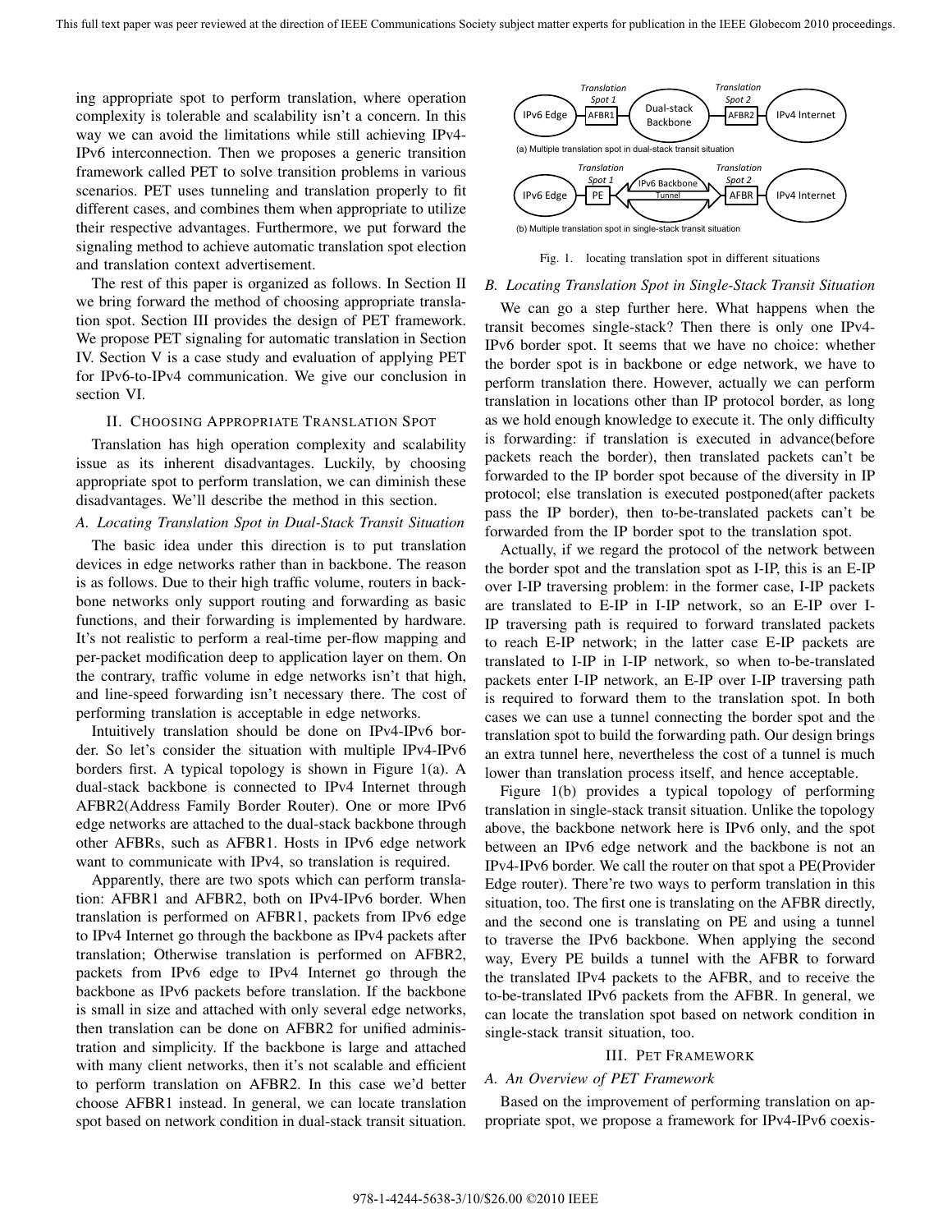ing appropriate spot to perform translation, where operation complexity is tolerable and scalability isn't a concern. In this way we can avoid the limitations while still achieving IPv4-IPv6 interconnection. Then we proposes a generic transition framework called PET to solve transition problems in various scenarios. PET uses tunneling and translation properly to fit different cases, and combines them when appropriate to utilize their respective advantages. Furthermore, we put forward the signaling method to achieve automatic translation spot election and translation context advertisement.

The rest of this paper is organized as follows. In Section II we bring forward the method of choosing appropriate translation spot. Section III provides the design of PET framework. We propose PET signaling for automatic translation in Section IV. Section V is a case study and evaluation of applying PET for IPv6-to-IPv4 communication. We give our conclusion in section VI.

## II. Choosing Appropriate Translation Spot

Translation has high operation complexity and scalability issue as its inherent disadvantages. Luckily, by choosing appropriate spot to perform translation, we can diminish these disadvantages. We'll describe the method in this section.

### A. Locating Translation Spot in Dual-Stack Transit Situation

The basic idea under this direction is to put translation devices in edge networks rather than in backbone. The reason is as follows. Due to their high traffic volume, routers in backbone networks only support routing and forwarding as basic functions, and their forwarding is implemented by hardware. It's not realistic to perform a real-time per-flow mapping and per-packet modification deep to application layer on them. On the contrary, traffic volume in edge networks isn't that high, and line-speed forwarding isn't necessary there. The cost of performing translation is acceptable in edge networks.

Intuitively translation should be done on IPv4-IPv6 border. So let's consider the situation with multiple IPv4-IPv6 borders first. A typical topology is shown in Figure 1(a). A dual-stack backbone is connected to IPv4 Internet through AFBR2(Address Family Border Router). One or more IPv6 edge networks are attached to the dual-stack backbone through other AFBRs, such as AFBR1. Hosts in IPv6 edge network want to communicate with IPv4, so translation is required.

Apparently, there are two spots which can perform translation: AFBR1 and AFBR2, both on IPv4-IPv6 border. When translation is performed on AFBR1, packets from IPv6 edge to IPv4 Internet go through the backbone as IPv4 packets after translation; Otherwise translation is performed on AFBR2, packets from IPv6 edge to IPv4 Internet go through the backbone as IPv6 packets before translation. If the backbone is small in size and attached with only several edge networks, then translation can be done on AFBR2 for unified administration and simplicity. If the backbone is large and attached with many client networks, then it's not scalable and efficient to perform translation on AFBR2. In this case we'd better choose AFBR1 instead. In general, we can locate translation spot based on network condition in dual-stack transit situation.

(a) Multiple translation spot in dual-stack transit situation

(b) Multiple translation spot in single-stack transit situation

Fig. 1. locating translation spot in different situations

### B. Locating Translation Spot in Single-Stack Transit Situation

We can go a step further here. What happens when the transit becomes single-stack? Then there is only one IPv4-IPv6 border spot. It seems that we have no choice: whether the border spot is in backbone or edge network, we have to perform translation there. However, actually we can perform translation in locations other than IP protocol border, as long as we hold enough knowledge to execute it. The only difficulty is forwarding: if translation is executed in advance(before packets reach the border), then translated packets can't be forwarded to the IP border spot because of the diversity in IP protocol; else translation is executed postponed(after packets pass the IP border), then to-be-translated packets can't be forwarded from the IP border spot to the translation spot.

Actually, if we regard the protocol of the network between the border spot and the translation spot as I-IP, this is an E-IP over I-IP traversing problem: in the former case, I-IP packets are translated to E-IP in I-IP network, so an E-IP over I-IP traversing path is required to forward translated packets to reach E-IP network; in the latter case E-IP packets are translated to I-IP in I-IP network, so when to-be-translated packets enter I-IP network, an E-IP over I-IP traversing path is required to forward them to the translation spot. In both cases we can use a tunnel connecting the border spot and the translation spot to build the forwarding path. Our design brings an extra tunnel here, nevertheless the cost of a tunnel is much lower than translation process itself, and hence acceptable.

Figure 1(b) provides a typical topology of performing translation in single-stack transit situation. Unlike the topology above, the backbone network here is IPv6 only, and the spot between an IPv6 edge network and the backbone is not an IPv4-IPv6 border. We call the router on that spot a PE(Provider Edge router). There're two ways to perform translation in this situation, too. The first one is translating on the AFBR directly, and the second one is translating on PE and using a tunnel to traverse the IPv6 backbone. When applying the second way, Every PE builds a tunnel with the AFBR to forward the translated IPv4 packets to the AFBR, and to receive the to-be-translated IPv6 packets from the AFBR. In general, we can locate the translation spot based on network condition in single-stack transit situation, too.

## III. PET Framework

### A. An Overview of PET Framework

Based on the improvement of performing translation on appropriate spot, we propose a framework for IPv4-IPv6 coexis-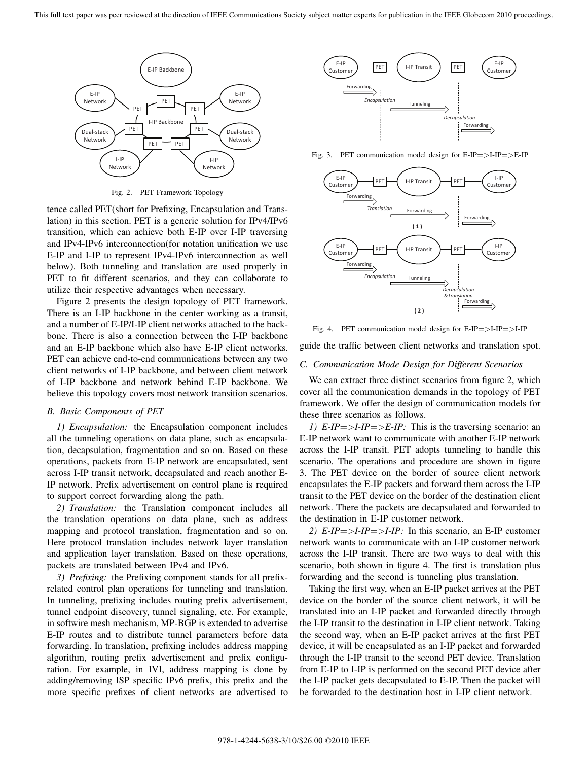Fig. 2. PET Framework Topology

tence called PET(short for Prefixing, Encapsulation and Translation) in this section. PET is a generic solution for IPv4/IPv6 transition, which can achieve both E-IP over I-IP traversing and IPv4-IPv6 interconnection(for notation unification we use E-IP and I-IP to represent IPv4-IPv6 interconnection as well below). Both tunneling and translation are used properly in PET to fit different scenarios, and they can collaborate to utilize their respective advantages when necessary.

Figure 2 presents the design topology of PET framework. There is an I-IP backbone in the center working as a transit, and a number of E-IP/I-IP client networks attached to the backbone. There is also a connection between the I-IP backbone and an E-IP backbone which also have E-IP client networks. PET can achieve end-to-end communications between any two client networks of I-IP backbone, and between client network of I-IP backbone and network behind E-IP backbone. We believe this topology covers most network transition scenarios.

### B. Basic Components of PET

*1) Encapsulation:* the Encapsulation component includes all the tunneling operations on data plane, such as encapsulation, decapsulation, fragmentation and so on. Based on these operations, packets from E-IP network are encapsulated, sent across I-IP transit network, decapsulated and reach another E-IP network. Prefix advertisement on control plane is required to support correct forwarding along the path.

*2) Translation:* the Translation component includes all the translation operations on data plane, such as address mapping and protocol translation, fragmentation and so on. Here protocol translation includes network layer translation and application layer translation. Based on these operations, packets are translated between IPv4 and IPv6.

*3) Prefixing:* the Prefixing component stands for all prefix-related control plan operations for tunneling and translation. In tunneling, prefixing includes routing prefix advertisement, tunnel endpoint discovery, tunnel signaling, etc. For example, in softwire mesh mechanism, MP-BGP is extended to advertise E-IP routes and to distribute tunnel parameters before data forwarding. In translation, prefixing includes address mapping algorithm, routing prefix advertisement and prefix configuration. For example, in IVI, address mapping is done by adding/removing ISP specific IPv6 prefix, this prefix and the more specific prefixes of client networks are advertised to guide the traffic between client networks and translation spot.

Fig. 3. PET communication model design for E-IP=>I-IP=>E-IP

Fig. 4. PET communication model design for E-IP=>I-IP=>I-IP

### C. Communication Mode Design for Different Scenarios

We can extract three distinct scenarios from figure 2, which cover all the communication demands in the topology of PET framework. We offer the design of communication models for these three scenarios as follows.

*1) E-IP=>I-IP=>E-IP:* This is the traversing scenario: an E-IP network want to communicate with another E-IP network across the I-IP transit. PET adopts tunneling to handle this scenario. The operations and procedure are shown in figure 3. The PET device on the border of source client network encapsulates the E-IP packets and forward them across the I-IP transit to the PET device on the border of the destination client network. There the packets are decapsulated and forwarded to the destination in E-IP customer network.

*2) E-IP=>I-IP=>I-IP:* In this scenario, an E-IP customer network wants to communicate with an I-IP customer network across the I-IP transit. There are two ways to deal with this scenario, both shown in figure 4. The first is translation plus forwarding and the second is tunneling plus translation.

Taking the first way, when an E-IP packet arrives at the PET device on the border of the source client network, it will be translated into an I-IP packet and forwarded directly through the I-IP transit to the destination in I-IP client network. Taking the second way, when an E-IP packet arrives at the first PET device, it will be encapsulated as an I-IP packet and forwarded through the I-IP transit to the second PET device. Translation from E-IP to I-IP is performed on the second PET device after the I-IP packet gets decapsulated to E-IP. Then the packet will be forwarded to the destination host in I-IP client network.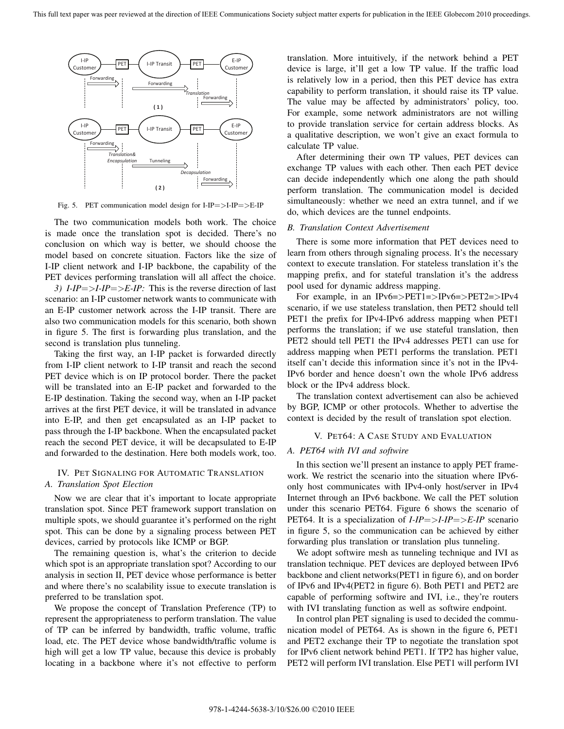Fig. 5. PET communication model design for I-IP=>I-IP=>E-IP

The two communication models both work. The choice is made once the translation spot is decided. There's no conclusion on which way is better, we should choose the model based on concrete situation. Factors like the size of I-IP client network and I-IP backbone, the capability of the PET devices performing translation will all affect the choice.

*3) I-IP=>I-IP=>E-IP:* This is the reverse direction of last scenario: an I-IP customer network wants to communicate with an E-IP customer network across the I-IP transit. There are also two communication models for this scenario, both shown in figure 5. The first is forwarding plus translation, and the second is translation plus tunneling.

Taking the first way, an I-IP packet is forwarded directly from I-IP client network to I-IP transit and reach the second PET device which is on IP protocol border. There the packet will be translated into an E-IP packet and forwarded to the E-IP destination. Taking the second way, when an I-IP packet arrives at the first PET device, it will be translated in advance into E-IP, and then get encapsulated as an I-IP packet to pass through the I-IP backbone. When the encapsulated packet reach the second PET device, it will be decapsulated to E-IP and forwarded to the destination. Here both models work, too.

## IV. PET Signaling for Automatic Translation

### A. Translation Spot Election

Now we are clear that it's important to locate appropriate translation spot. Since PET framework support translation on multiple spots, we should guarantee it's performed on the right spot. This can be done by a signaling process between PET devices, carried by protocols like ICMP or BGP.

The remaining question is, what's the criterion to decide which spot is an appropriate translation spot? According to our analysis in section II, PET device whose performance is better and where there's no scalability issue to execute translation is preferred to be translation spot.

We propose the concept of Translation Preference (TP) to represent the appropriateness to perform translation. The value of TP can be inferred by bandwidth, traffic volume, traffic load, etc. The PET device whose bandwidth/traffic volume is high will get a low TP value, because this device is probably locating in a backbone where it's not effective to perform translation. More intuitively, if the network behind a PET device is large, it'll get a low TP value. If the traffic load is relatively low in a period, then this PET device has extra capability to perform translation, it should raise its TP value. The value may be affected by administrators' policy, too. For example, some network administrators are not willing to provide translation service for certain address blocks. As a qualitative description, we won't give an exact formula to calculate TP value.

After determining their own TP values, PET devices can exchange TP values with each other. Then each PET device can decide independently which one along the path should perform translation. The communication model is decided simultaneously: whether we need an extra tunnel, and if we do, which devices are the tunnel endpoints.

### B. Translation Context Advertisement

There is some more information that PET devices need to learn from others through signaling process. It's the necessary context to execute translation. For stateless translation it's the mapping prefix, and for stateful translation it's the address pool used for dynamic address mapping.

For example, in an IPv6=>PET1=>IPv6=>PET2=>IPv4 scenario, if we use stateless translation, then PET2 should tell PET1 the prefix for IPv4-IPv6 address mapping when PET1 performs the translation; if we use stateful translation, then PET2 should tell PET1 the IPv4 addresses PET1 can use for address mapping when PET1 performs the translation. PET1 itself can't decide this information since it's not in the IPv4-IPv6 border and hence doesn't own the whole IPv6 address block or the IPv4 address block.

The translation context advertisement can also be achieved by BGP, ICMP or other protocols. Whether to advertise the context is decided by the result of translation spot election.

## V. PET64: A Case Study and Evaluation

### A. PET64 with IVI and softwire

In this section we'll present an instance to apply PET framework. We restrict the scenario into the situation where IPv6-only host communicates with IPv4-only host/server in IPv4 Internet through an IPv6 backbone. We call the PET solution under this scenario PET64. Figure 6 shows the scenario of PET64. It is a specialization of *I-IP=>I-IP=>E-IP* scenario in figure 5, so the communication can be achieved by either forwarding plus translation or translation plus tunneling.

We adopt softwire mesh as tunneling technique and IVI as translation technique. PET devices are deployed between IPv6 backbone and client networks(PET1 in figure 6), and on border of IPv6 and IPv4(PET2 in figure 6). Both PET1 and PET2 are capable of performing softwire and IVI, i.e., they're routers with IVI translating function as well as softwire endpoint.

In control plan PET signaling is used to decided the communication model of PET64. As is shown in the figure 6, PET1 and PET2 exchange their TP to negotiate the translation spot for IPv6 client network behind PET1. If TP2 has higher value, PET2 will perform IVI translation. Else PET1 will perform IVI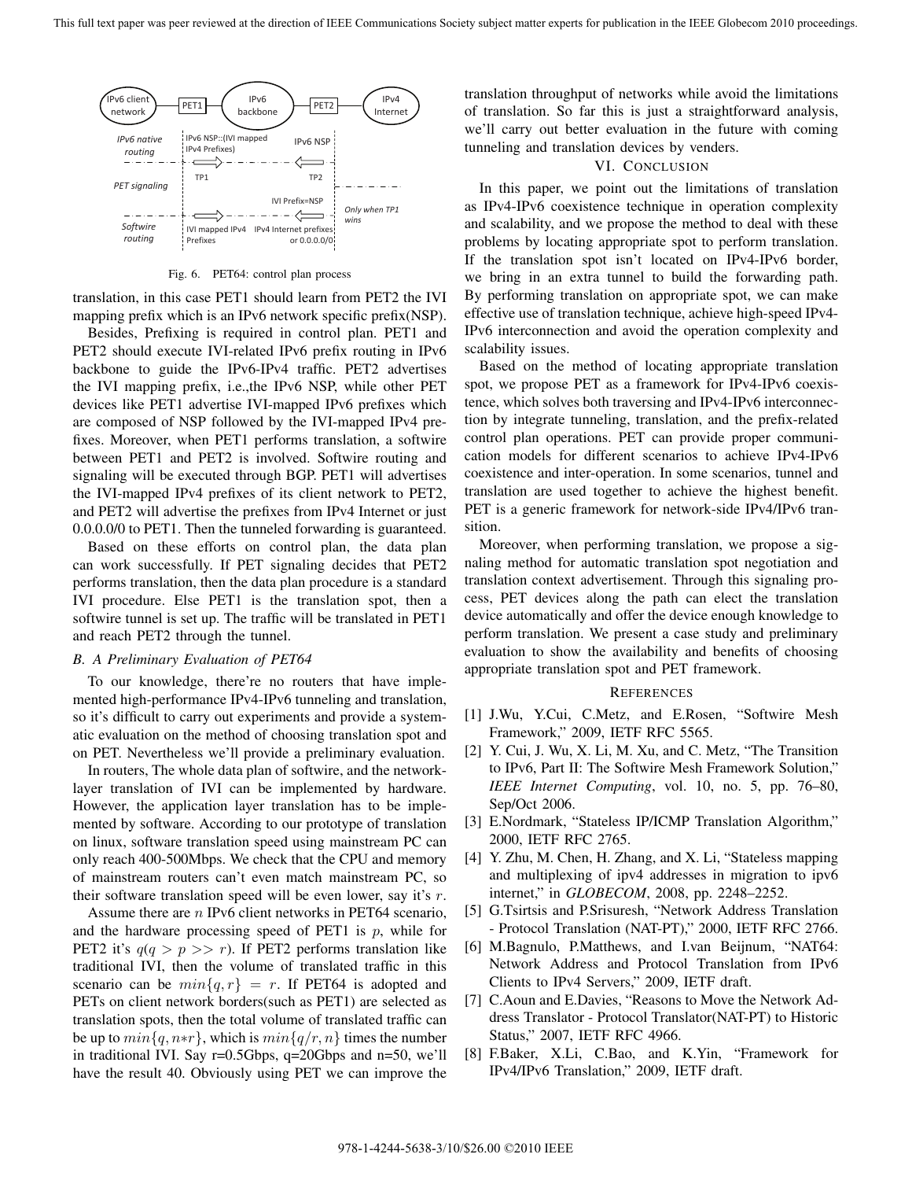IPv6 client network | PET1 | IPv6 backbone | PET2 | IPv4 Internet

IPv6 native routing

IPv6 NSP::(IVI mapped IPv4 Prefixes)

IPv6 NSP

PET signaling

TP1

TP2

IVI Prefix=NSP

Only when TP1 wins

Softwire routing

IVI mapped IPv4 Prefixes

IPv4 Internet prefixes or 0.0.0.0/0

Fig. 6. PET64: control plan process

translation, in this case PET1 should learn from PET2 the IVI mapping prefix which is an IPv6 network specific prefix(NSP).

Besides, Prefixing is required in control plan. PET1 and PET2 should execute IVI-related IPv6 prefix routing in IPv6 backbone to guide the IPv6-IPv4 traffic. PET2 advertises the IVI mapping prefix, i.e.,the IPv6 NSP, while other PET devices like PET1 advertise IVI-mapped IPv6 prefixes which are composed of NSP followed by the IVI-mapped IPv4 prefixes. Moreover, when PET1 performs translation, a softwire between PET1 and PET2 is involved. Softwire routing and signaling will be executed through BGP. PET1 will advertises the IVI-mapped IPv4 prefixes of its client network to PET2, and PET2 will advertise the prefixes from IPv4 Internet or just 0.0.0.0/0 to PET1. Then the tunneled forwarding is guaranteed.

Based on these efforts on control plan, the data plan can work successfully. If PET signaling decides that PET2 performs translation, then the data plan procedure is a standard IVI procedure. Else PET1 is the translation spot, then a softwire tunnel is set up. The traffic will be translated in PET1 and reach PET2 through the tunnel.

### B. A Preliminary Evaluation of PET64

To our knowledge, there're no routers that have implemented high-performance IPv4-IPv6 tunneling and translation, so it's difficult to carry out experiments and provide a systematic evaluation on the method of choosing translation spot and on PET. Nevertheless we'll provide a preliminary evaluation.

In routers, The whole data plan of softwire, and the network-layer translation of IVI can be implemented by hardware. However, the application layer translation has to be implemented by software. According to our prototype of translation on linux, software translation speed using mainstream PC can only reach 400-500Mbps. We check that the CPU and memory of mainstream routers can't even match mainstream PC, so their software translation speed will be even lower, say it's $r$.

Assume there are $n$ IPv6 client networks in PET64 scenario, and the hardware processing speed of PET1 is $p$, while for PET2 it's $q(q > p >> r)$. If PET2 performs translation like traditional IVI, then the volume of translated traffic in this scenario can be $min\{q, r\} = r$. If PET64 is adopted and PETs on client network borders(such as PET1) are selected as translation spots, then the total volume of translated traffic can be up to $min\{q, n{*}r\}$, which is $min\{q/r, n\}$ times the number in traditional IVI. Say r=0.5Gbps, q=20Gbps and n=50, we'll have the result 40. Obviously using PET we can improve the translation throughput of networks while avoid the limitations of translation. So far this is just a straightforward analysis, we'll carry out better evaluation in the future with coming tunneling and translation devices by venders.

## VI. Conclusion

In this paper, we point out the limitations of translation as IPv4-IPv6 coexistence technique in operation complexity and scalability, and we propose the method to deal with these problems by locating appropriate spot to perform translation. If the translation spot isn't located on IPv4-IPv6 border, we bring in an extra tunnel to build the forwarding path. By performing translation on appropriate spot, we can make effective use of translation technique, achieve high-speed IPv4-IPv6 interconnection and avoid the operation complexity and scalability issues.

Based on the method of locating appropriate translation spot, we propose PET as a framework for IPv4-IPv6 coexistence, which solves both traversing and IPv4-IPv6 interconnection by integrate tunneling, translation, and the prefix-related control plan operations. PET can provide proper communication models for different scenarios to achieve IPv4-IPv6 coexistence and inter-operation. In some scenarios, tunnel and translation are used together to achieve the highest benefit. PET is a generic framework for network-side IPv4/IPv6 transition.

Moreover, when performing translation, we propose a signaling method for automatic translation spot negotiation and translation context advertisement. Through this signaling process, PET devices along the path can elect the translation device automatically and offer the device enough knowledge to perform translation. We present a case study and preliminary evaluation to show the availability and benefits of choosing appropriate translation spot and PET framework.

## References

[1] J.Wu, Y.Cui, C.Metz, and E.Rosen, "Softwire Mesh Framework," 2009, IETF RFC 5565.

[2] Y. Cui, J. Wu, X. Li, M. Xu, and C. Metz, "The Transition to IPv6, Part II: The Softwire Mesh Framework Solution," *IEEE Internet Computing*, vol. 10, no. 5, pp. 76–80, Sep/Oct 2006.

[3] E.Nordmark, "Stateless IP/ICMP Translation Algorithm," 2000, IETF RFC 2765.

[4] Y. Zhu, M. Chen, H. Zhang, and X. Li, "Stateless mapping and multiplexing of ipv4 addresses in migration to ipv6 internet," in *GLOBECOM*, 2008, pp. 2248–2252.

[5] G.Tsirtsis and P.Srisuresh, "Network Address Translation - Protocol Translation (NAT-PT)," 2000, IETF RFC 2766.

[6] M.Bagnulo, P.Matthews, and I.van Beijnum, "NAT64: Network Address and Protocol Translation from IPv6 Clients to IPv4 Servers," 2009, IETF draft.

[7] C.Aoun and E.Davies, "Reasons to Move the Network Address Translator - Protocol Translator(NAT-PT) to Historic Status," 2007, IETF RFC 4966.

[8] F.Baker, X.Li, C.Bao, and K.Yin, "Framework for IPv4/IPv6 Translation," 2009, IETF draft.